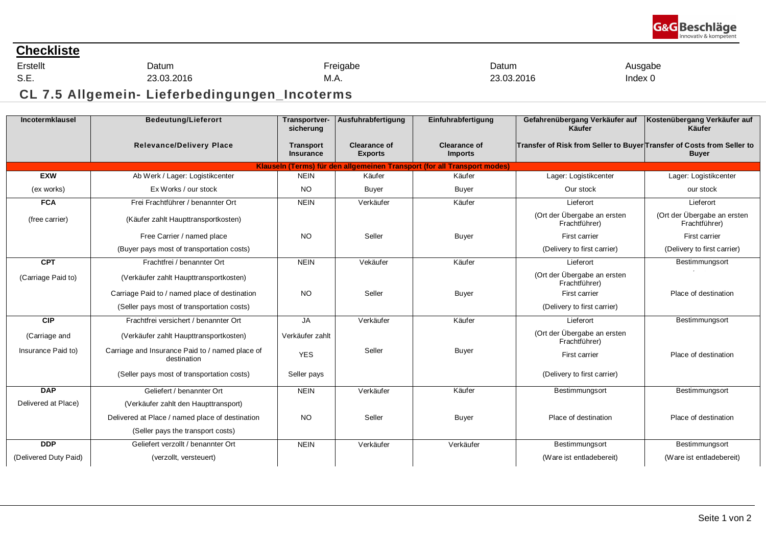## Checkliste

| Erstellt | Datum | Freigabe | Datum | Ausgabe |
|---|---|---|---|---|
| S.E. | 23.03.2016 | M.A. | 23.03.2016 | Index 0 |

### CL 7.5 Allgemein- Lieferbedingungen_Incoterms

| Incotermklausel | Bedeutung/Lieferort | Transportver-sicherung | Ausfuhrabfertigung | Einfuhrabfertigung | Gefahrenübergang Verkäufer auf Käufer | Kostenübergang Verkäufer auf Käufer |
|---|---|---|---|---|---|---|
| | Relevance/Delivery Place | Transport Insurance | Clearance of Exports | Clearance of Imports | Transfer of Risk from Seller to Buyer | Transfer of Costs from Seller to Buyer |
| **Klauseln (Terms) für den allgemeinen Transport (for all Transport modes)** | | | | | | |
| **EXW** | Ab Werk / Lager: Logistikcenter | NEIN | Käufer | Käufer | Lager: Logistikcenter | Lager: Logistikcenter |
| (ex works) | Ex Works / our stock | NO | Buyer | Buyer | Our stock | our stock |
| **FCA** | Frei Frachtführer / benannter Ort | NEIN | Verkäufer | Käufer | Lieferort | Lieferort |
| (free carrier) | (Käufer zahlt Haupttransportkosten) | | | | (Ort der Übergabe an ersten Frachtführer) | (Ort der Übergabe an ersten Frachtführer) |
| | Free Carrier / named place | NO | Seller | Buyer | First carrier | First carrier |
| | (Buyer pays most of transportation costs) | | | | (Delivery to first carrier) | (Delivery to first carrier) |
| **CPT** | Frachtfrei / benannter Ort | NEIN | Vekäufer | Käufer | Lieferort | Bestimmungsort |
| (Carriage Paid to) | (Verkäufer zahlt Haupttransportkosten) | | | | (Ort der Übergabe an ersten Frachtführer) | |
| | Carriage Paid to / named place of destination | NO | Seller | Buyer | First carrier | Place of destination |
| | (Seller pays most of transportation costs) | | | | (Delivery to first carrier) | |
| **CIP** | Frachtfrei versichert / benannter Ort | JA | Verkäufer | Käufer | Lieferort | Bestimmungsort |
| (Carriage and | (Verkäufer zahlt Haupttransportkosten) | Verkäufer zahlt | | | (Ort der Übergabe an ersten Frachtführer) | |
| Insurance Paid to) | Carriage and Insurance Paid to / named place of destination | YES | Seller | Buyer | First carrier | Place of destination |
| | (Seller pays most of transportation costs) | Seller pays | | | (Delivery to first carrier) | |
| **DAP** | Geliefert / benannter Ort | NEIN | Verkäufer | Käufer | Bestimmungsort | Bestimmungsort |
| Delivered at Place) | (Verkäufer zahlt den Haupttransport) | | | | | |
| | Delivered at Place / named place of destination | NO | Seller | Buyer | Place of destination | Place of destination |
| | (Seller pays the transport costs) | | | | | |
| **DDP** | Geliefert verzollt / benannter Ort | NEIN | Verkäufer | Verkäufer | Bestimmungsort | Bestimmungsort |
| (Delivered Duty Paid) | (verzollt, versteuert) | | | | (Ware ist entladebereit) | (Ware ist entladebereit) |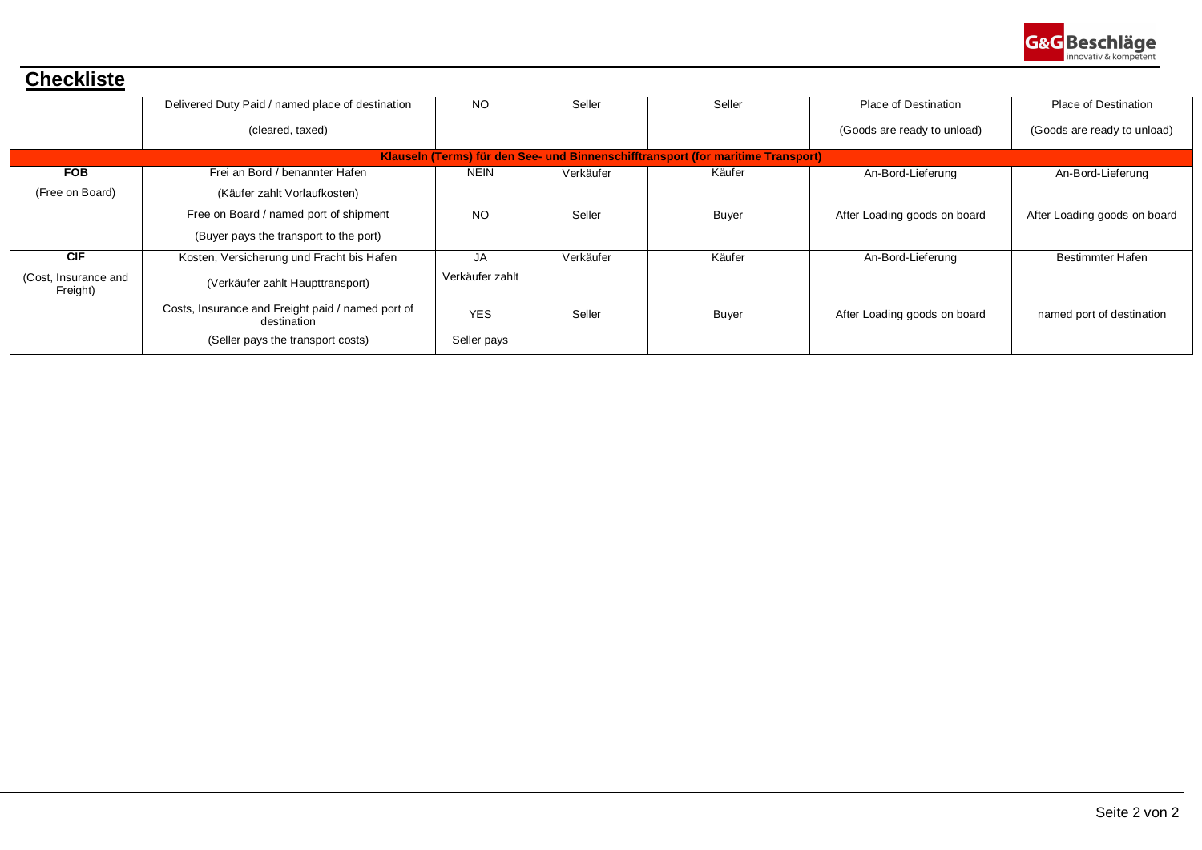## Checkliste

| | | | | | | |
|---|---|---|---|---|---|---|
| | Delivered Duty Paid / named place of destination | NO | Seller | Seller | Place of Destination | Place of Destination |
| | (cleared, taxed) | | | | (Goods are ready to unload) | (Goods are ready to unload) |
| **Klauseln (Terms) für den See- und Binnenschifftransport (for maritime Transport)** | | | | | | |
| **FOB** | Frei an Bord / benannter Hafen | NEIN | Verkäufer | Käufer | An-Bord-Lieferung | An-Bord-Lieferung |
| (Free on Board) | (Käufer zahlt Vorlaufkosten) | | | | | |
| | Free on Board / named port of shipment | NO | Seller | Buyer | After Loading goods on board | After Loading goods on board |
| | (Buyer pays the transport to the port) | | | | | |
| **CIF** | Kosten, Versicherung und Fracht bis Hafen | JA | Verkäufer | Käufer | An-Bord-Lieferung | Bestimmter Hafen |
| (Cost, Insurance and Freight) | (Verkäufer zahlt Haupttransport) | Verkäufer zahlt | | | | |
| | Costs, Insurance and Freight paid / named port of destination | YES | Seller | Buyer | After Loading goods on board | named port of destination |
| | (Seller pays the transport costs) | Seller pays | | | | |